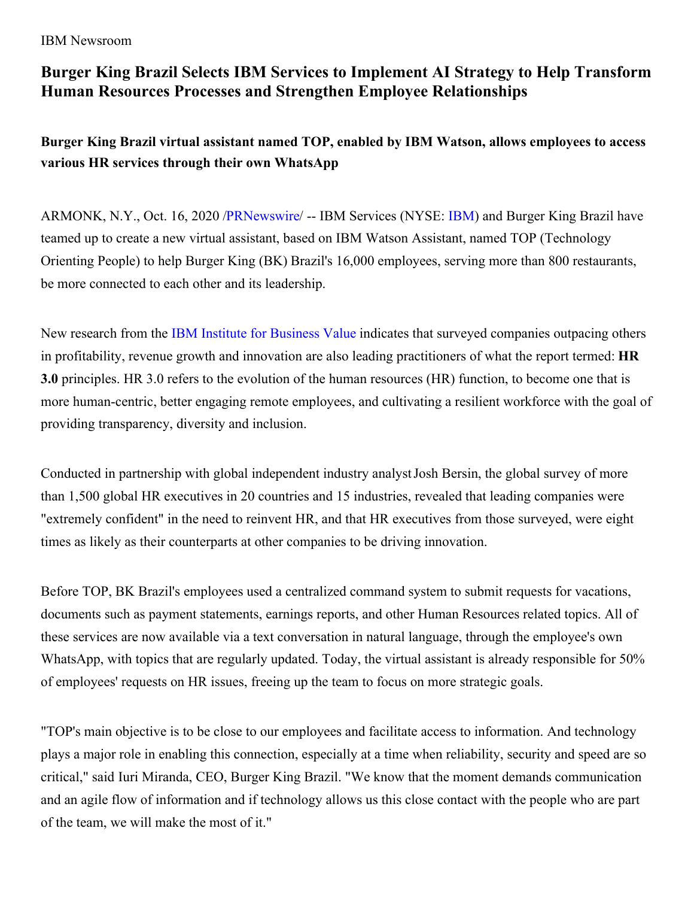IBM Newsroom

# Burger King Brazil Selects IBM Services to Implement AI Strategy to Help Transform Human Resources Processes and Strengthen Employee Relationships

## Burger King Brazil virtual assistant named TOP, enabled by IBM Watson, allows employees to access various HR services through their own WhatsApp

ARMONK, N.Y., Oct. 16, 2020 /PRNewswire/ -- IBM Services (NYSE: IBM) and Burger King Brazil have teamed up to create a new virtual assistant, based on IBM Watson Assistant, named TOP (Technology Orienting People) to help Burger King (BK) Brazil's 16,000 employees, serving more than 800 restaurants, be more connected to each other and its leadership.

New research from the IBM Institute for Business Value indicates that surveyed companies outpacing others in profitability, revenue growth and innovation are also leading practitioners of what the report termed: **HR 3.0** principles. HR 3.0 refers to the evolution of the human resources (HR) function, to become one that is more human-centric, better engaging remote employees, and cultivating a resilient workforce with the goal of providing transparency, diversity and inclusion.

Conducted in partnership with global independent industry analyst Josh Bersin, the global survey of more than 1,500 global HR executives in 20 countries and 15 industries, revealed that leading companies were "extremely confident" in the need to reinvent HR, and that HR executives from those surveyed, were eight times as likely as their counterparts at other companies to be driving innovation.

Before TOP, BK Brazil's employees used a centralized command system to submit requests for vacations, documents such as payment statements, earnings reports, and other Human Resources related topics. All of these services are now available via a text conversation in natural language, through the employee's own WhatsApp, with topics that are regularly updated. Today, the virtual assistant is already responsible for 50% of employees' requests on HR issues, freeing up the team to focus on more strategic goals.

"TOP's main objective is to be close to our employees and facilitate access to information. And technology plays a major role in enabling this connection, especially at a time when reliability, security and speed are so critical," said Iuri Miranda, CEO, Burger King Brazil. "We know that the moment demands communication and an agile flow of information and if technology allows us this close contact with the people who are part of the team, we will make the most of it."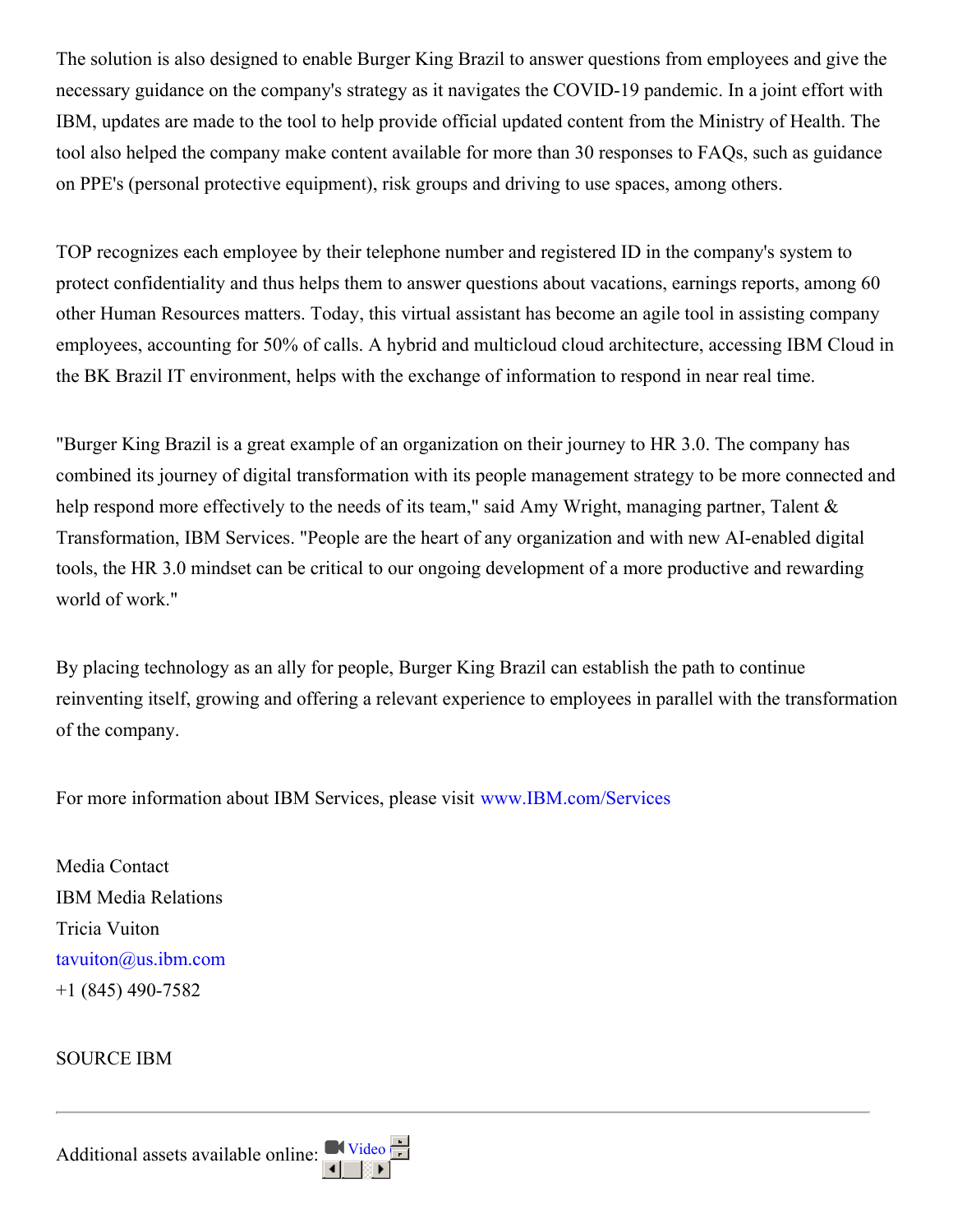The solution is also designed to enable Burger King Brazil to answer questions from employees and give the necessary guidance on the company's strategy as it navigates the COVID-19 pandemic. In a joint effort with IBM, updates are made to the tool to help provide official updated content from the Ministry of Health. The tool also helped the company make content available for more than 30 responses to FAQs, such as guidance on PPE's (personal protective equipment), risk groups and driving to use spaces, among others.

TOP recognizes each employee by their telephone number and registered ID in the company's system to protect confidentiality and thus helps them to answer questions about vacations, earnings reports, among 60 other Human Resources matters. Today, this virtual assistant has become an agile tool in assisting company employees, accounting for 50% of calls. A hybrid and multicloud cloud architecture, accessing IBM Cloud in the BK Brazil IT environment, helps with the exchange of information to respond in near real time.

"Burger King Brazil is a great example of an organization on their journey to HR 3.0. The company has combined its journey of digital transformation with its people management strategy to be more connected and help respond more effectively to the needs of its team," said Amy Wright, managing partner, Talent & Transformation, IBM Services. "People are the heart of any organization and with new AI-enabled digital tools, the HR 3.0 mindset can be critical to our ongoing development of a more productive and rewarding world of work."

By placing technology as an ally for people, Burger King Brazil can establish the path to continue reinventing itself, growing and offering a relevant experience to employees in parallel with the transformation of the company.

For more information about IBM Services, please visit www.IBM.com/Services

Media Contact
IBM Media Relations
Tricia Vuiton
tavuiton@us.ibm.com
+1 (845) 490-7582

SOURCE IBM

---

Additional assets available online: Video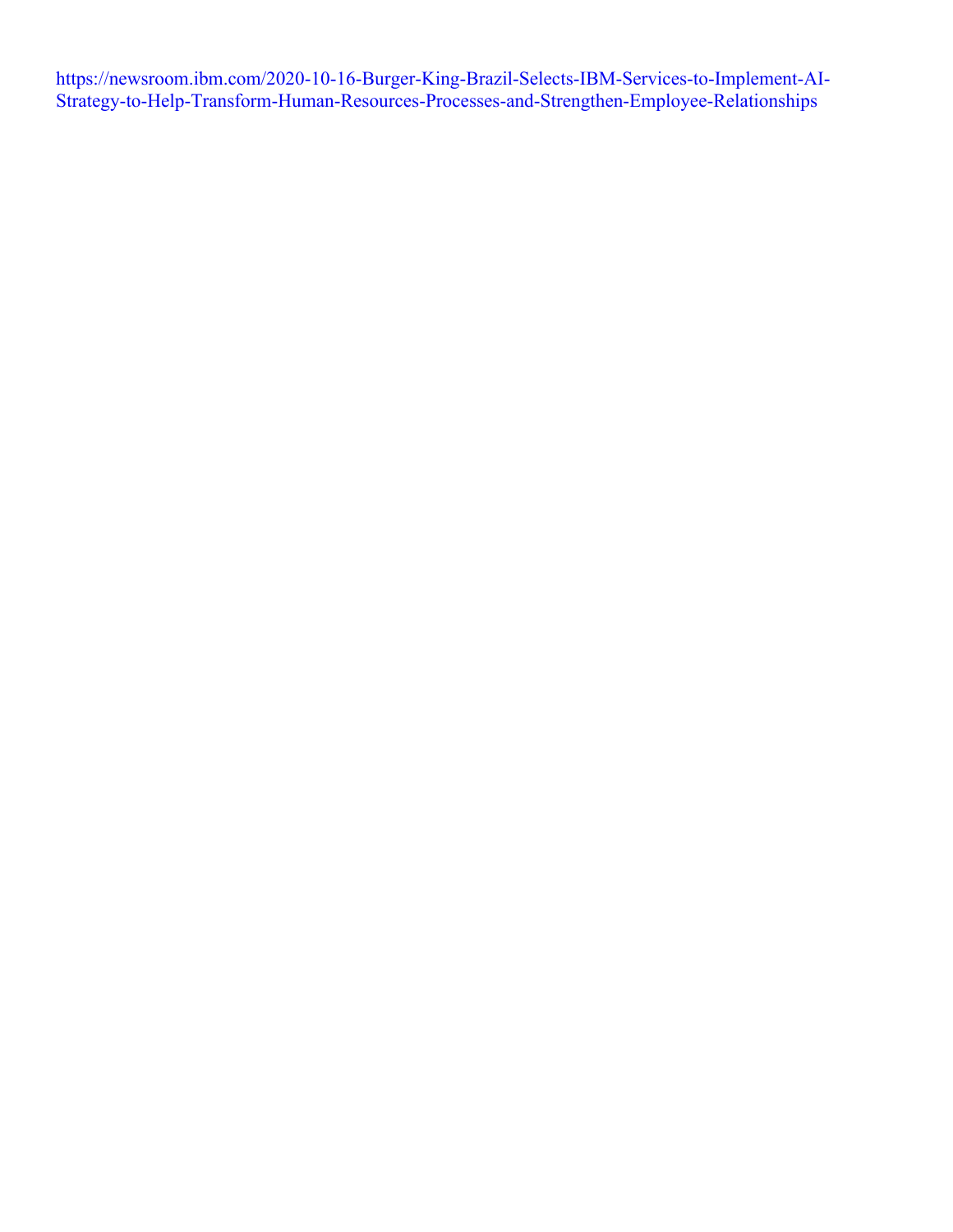https://newsroom.ibm.com/2020-10-16-Burger-King-Brazil-Selects-IBM-Services-to-Implement-AI-Strategy-to-Help-Transform-Human-Resources-Processes-and-Strengthen-Employee-Relationships